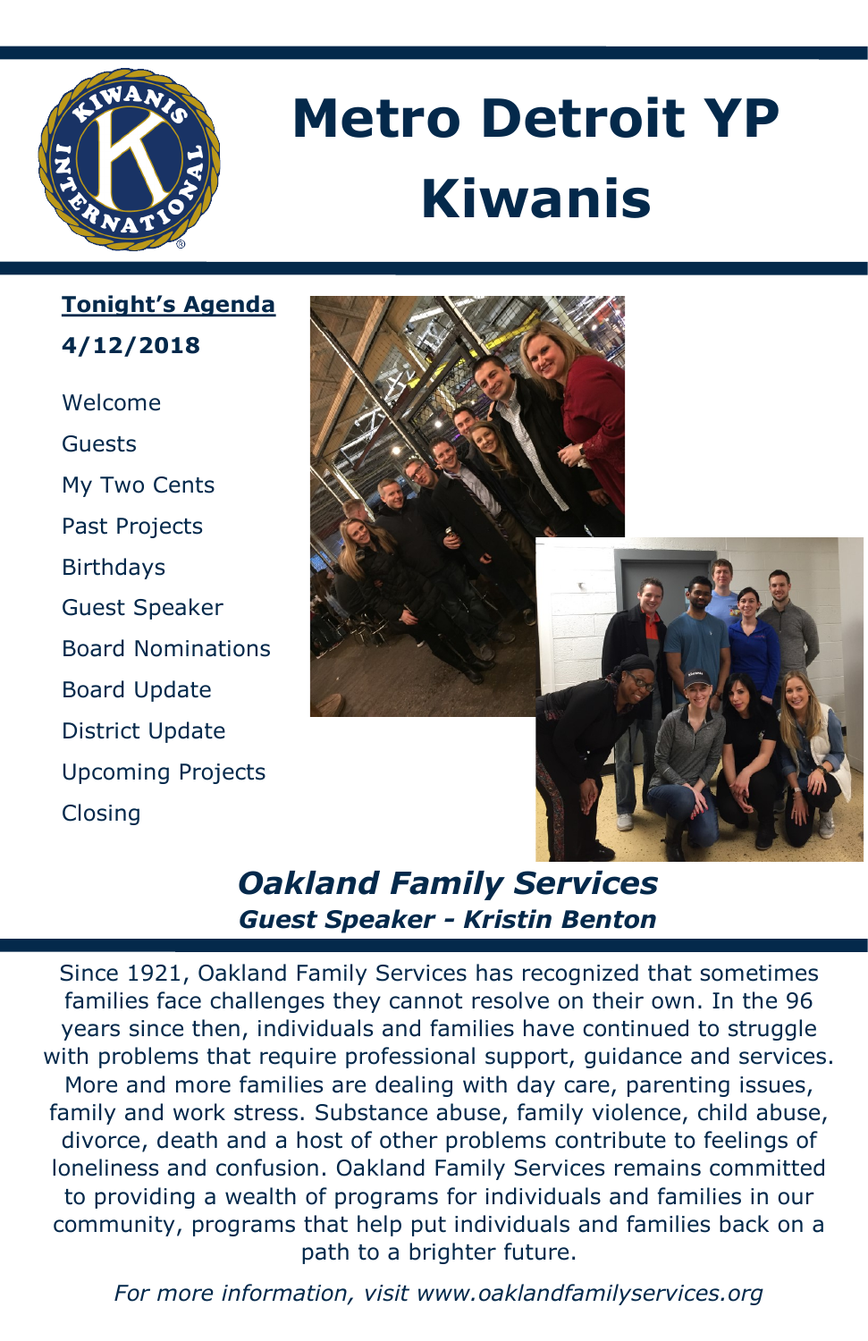# Metro Detroit YP Kiwanis

**Tonight's Agenda**

**4/12/2018**

- Welcome
- Guests
- My Two Cents
- Past Projects
- Birthdays
- Guest Speaker
- Board Nominations
- Board Update
- District Update
- Upcoming Projects
- Closing

## *Oakland Family Services*

### *Guest Speaker - Kristin Benton*

Since 1921, Oakland Family Services has recognized that sometimes families face challenges they cannot resolve on their own. In the 96 years since then, individuals and families have continued to struggle with problems that require professional support, guidance and services. More and more families are dealing with day care, parenting issues, family and work stress. Substance abuse, family violence, child abuse, divorce, death and a host of other problems contribute to feelings of loneliness and confusion. Oakland Family Services remains committed to providing a wealth of programs for individuals and families in our community, programs that help put individuals and families back on a path to a brighter future.

*For more information, visit www.oaklandfamilyservices.org*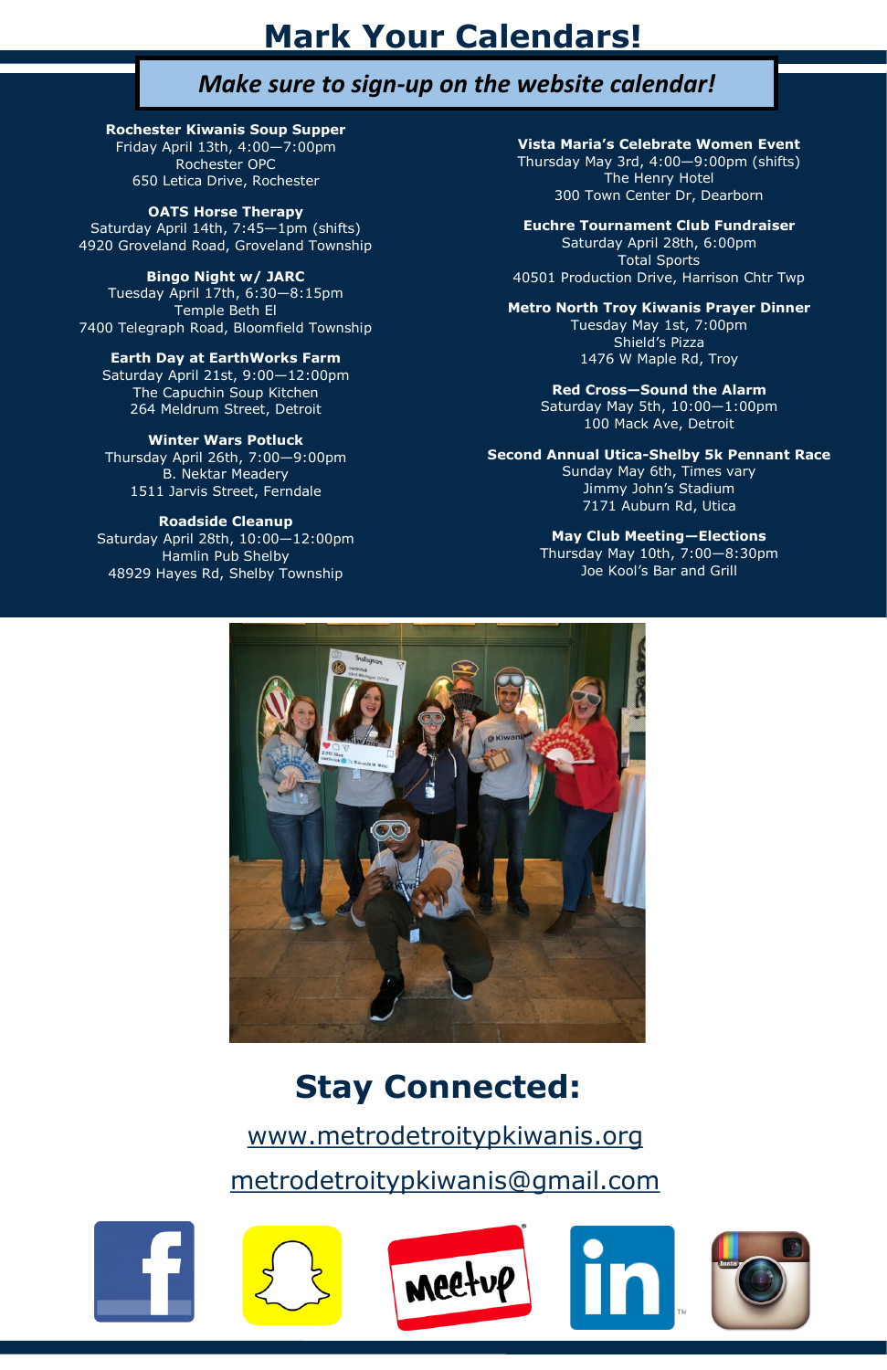# Mark Your Calendars!

***Make sure to sign-up on the website calendar!***

**Rochester Kiwanis Soup Supper**
Friday April 13th, 4:00—7:00pm
Rochester OPC
650 Letica Drive, Rochester

**OATS Horse Therapy**
Saturday April 14th, 7:45—1pm (shifts)
4920 Groveland Road, Groveland Township

**Bingo Night w/ JARC**
Tuesday April 17th, 6:30—8:15pm
Temple Beth El
7400 Telegraph Road, Bloomfield Township

**Earth Day at EarthWorks Farm**
Saturday April 21st, 9:00—12:00pm
The Capuchin Soup Kitchen
264 Meldrum Street, Detroit

**Winter Wars Potluck**
Thursday April 26th, 7:00—9:00pm
B. Nektar Meadery
1511 Jarvis Street, Ferndale

**Roadside Cleanup**
Saturday April 28th, 10:00—12:00pm
Hamlin Pub Shelby
48929 Hayes Rd, Shelby Township

**Vista Maria's Celebrate Women Event**
Thursday May 3rd, 4:00—9:00pm (shifts)
The Henry Hotel
300 Town Center Dr, Dearborn

**Euchre Tournament Club Fundraiser**
Saturday April 28th, 6:00pm
Total Sports
40501 Production Drive, Harrison Chtr Twp

**Metro North Troy Kiwanis Prayer Dinner**
Tuesday May 1st, 7:00pm
Shield's Pizza
1476 W Maple Rd, Troy

**Red Cross—Sound the Alarm**
Saturday May 5th, 10:00—1:00pm
100 Mack Ave, Detroit

**Second Annual Utica-Shelby 5k Pennant Race**
Sunday May 6th, Times vary
Jimmy John's Stadium
7171 Auburn Rd, Utica

**May Club Meeting—Elections**
Thursday May 10th, 7:00—8:30pm
Joe Kool's Bar and Grill

## Stay Connected:

www.metrodetroitypkiwanis.org

metrodetroitypkiwanis@gmail.com